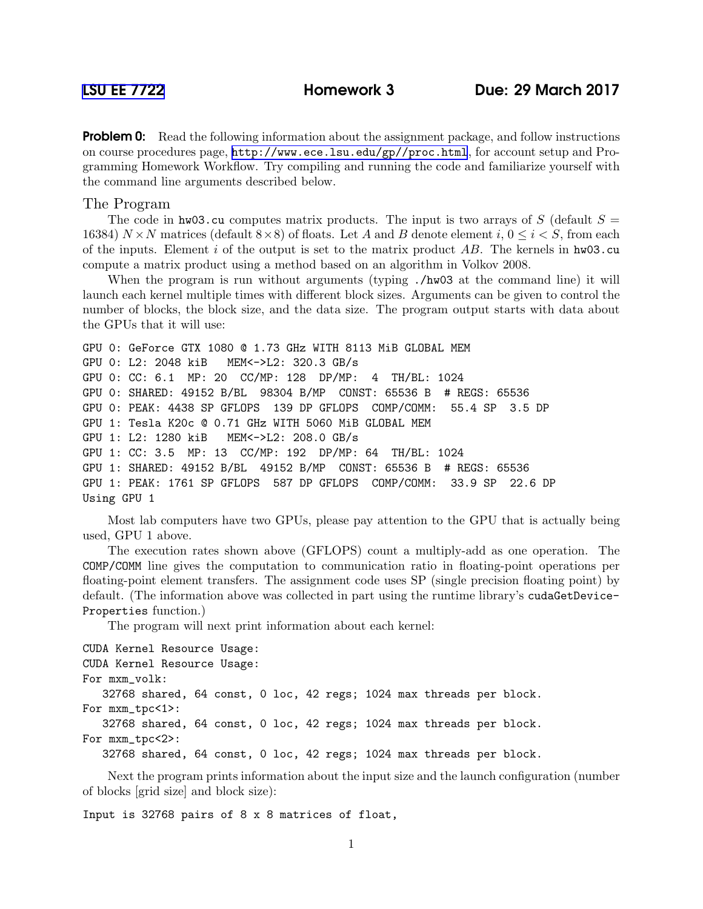[LSU EE 7722](#) **Homework 3** **Due: 29 March 2017**

**Problem 0:** Read the following information about the assignment package, and follow instructions on course procedures page, http://www.ece.lsu.edu/gp//proc.html, for account setup and Programming Homework Workflow. Try compiling and running the code and familiarize yourself with the command line arguments described below.

## The Program

The code in `hw03.cu` computes matrix products. The input is two arrays of $S$ (default $S = 16384$) $N \times N$ matrices (default $8 \times 8$) of floats. Let $A$ and $B$ denote element $i$, $0 \leq i < S$, from each of the inputs. Element $i$ of the output is set to the matrix product $AB$. The kernels in `hw03.cu` compute a matrix product using a method based on an algorithm in Volkov 2008.

When the program is run without arguments (typing `./hw03` at the command line) it will launch each kernel multiple times with different block sizes. Arguments can be given to control the number of blocks, the block size, and the data size. The program output starts with data about the GPUs that it will use:

```
GPU 0: GeForce GTX 1080 @ 1.73 GHz WITH 8113 MiB GLOBAL MEM
GPU 0: L2: 2048 kiB   MEM<->L2: 320.3 GB/s
GPU 0: CC: 6.1  MP: 20  CC/MP: 128  DP/MP:  4  TH/BL: 1024
GPU 0: SHARED: 49152 B/BL  98304 B/MP  CONST: 65536 B  # REGS: 65536
GPU 0: PEAK: 4438 SP GFLOPS  139 DP GFLOPS  COMP/COMM:  55.4 SP  3.5 DP
GPU 1: Tesla K20c @ 0.71 GHz WITH 5060 MiB GLOBAL MEM
GPU 1: L2: 1280 kiB   MEM<->L2: 208.0 GB/s
GPU 1: CC: 3.5  MP: 13  CC/MP: 192  DP/MP: 64  TH/BL: 1024
GPU 1: SHARED: 49152 B/BL  49152 B/MP  CONST: 65536 B  # REGS: 65536
GPU 1: PEAK: 1761 SP GFLOPS  587 DP GFLOPS  COMP/COMM:  33.9 SP  22.6 DP
Using GPU 1
```

Most lab computers have two GPUs, please pay attention to the GPU that is actually being used, GPU 1 above.

The execution rates shown above (GFLOPS) count a multiply-add as one operation. The `COMP/COMM` line gives the computation to communication ratio in floating-point operations per floating-point element transfers. The assignment code uses SP (single precision floating point) by default. (The information above was collected in part using the runtime library's `cudaGetDeviceProperties` function.)

The program will next print information about each kernel:

```
CUDA Kernel Resource Usage:
CUDA Kernel Resource Usage:
For mxm_volk:
   32768 shared, 64 const, 0 loc, 42 regs; 1024 max threads per block.
For mxm_tpc<1>:
   32768 shared, 64 const, 0 loc, 42 regs; 1024 max threads per block.
For mxm_tpc<2>:
   32768 shared, 64 const, 0 loc, 42 regs; 1024 max threads per block.
```

Next the program prints information about the input size and the launch configuration (number of blocks [grid size] and block size):

```
Input is 32768 pairs of 8 x 8 matrices of float,
```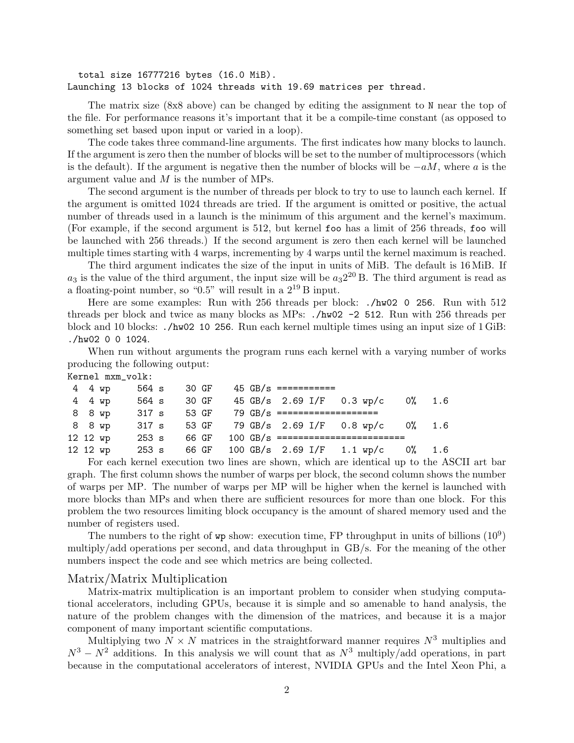```
  total size 16777216 bytes (16.0 MiB).
Launching 13 blocks of 1024 threads with 19.69 matrices per thread.
```

The matrix size (8x8 above) can be changed by editing the assignment to `N` near the top of the file. For performance reasons it's important that it be a compile-time constant (as opposed to something set based upon input or varied in a loop).

The code takes three command-line arguments. The first indicates how many blocks to launch. If the argument is zero then the number of blocks will be set to the number of multiprocessors (which is the default). If the argument is negative then the number of blocks will be $-aM$, where $a$ is the argument value and $M$ is the number of MPs.

The second argument is the number of threads per block to try to use to launch each kernel. If the argument is omitted 1024 threads are tried. If the argument is omitted or positive, the actual number of threads used in a launch is the minimum of this argument and the kernel's maximum. (For example, if the second argument is 512, but kernel `foo` has a limit of 256 threads, `foo` will be launched with 256 threads.) If the second argument is zero then each kernel will be launched multiple times starting with 4 warps, incrementing by 4 warps until the kernel maximum is reached.

The third argument indicates the size of the input in units of MiB. The default is 16 MiB. If $a_3$ is the value of the third argument, the input size will be $a_3 2^{20}$ B. The third argument is read as a floating-point number, so "0.5" will result in a $2^{19}$ B input.

Here are some examples: Run with 256 threads per block: `./hw02 0 256`. Run with 512 threads per block and twice as many blocks as MPs: `./hw02 -2 512`. Run with 256 threads per block and 10 blocks: `./hw02 10 256`. Run each kernel multiple times using an input size of 1 GiB: `./hw02 0 0 1024`.

When run without arguments the program runs each kernel with a varying number of works producing the following output:

```
Kernel mxm_volk:
 4  4 wp     564 s    30 GF    45 GB/s ===========
 4  4 wp     564 s    30 GF    45 GB/s  2.69 I/F   0.3 wp/c    0%   1.6
 8  8 wp     317 s    53 GF    79 GB/s ===================
 8  8 wp     317 s    53 GF    79 GB/s  2.69 I/F   0.8 wp/c    0%   1.6
12 12 wp     253 s    66 GF   100 GB/s ========================
12 12 wp     253 s    66 GF   100 GB/s  2.69 I/F   1.1 wp/c    0%   1.6
```

For each kernel execution two lines are shown, which are identical up to the ASCII art bar graph. The first column shows the number of warps per block, the second column shows the number of warps per MP. The number of warps per MP will be higher when the kernel is launched with more blocks than MPs and when there are sufficient resources for more than one block. For this problem the two resources limiting block occupancy is the amount of shared memory used and the number of registers used.

The numbers to the right of `wp` show: execution time, FP throughput in units of billions ($10^9$) multiply/add operations per second, and data throughput in GB/s. For the meaning of the other numbers inspect the code and see which metrics are being collected.

## Matrix/Matrix Multiplication

Matrix-matrix multiplication is an important problem to consider when studying computational accelerators, including GPUs, because it is simple and so amenable to hand analysis, the nature of the problem changes with the dimension of the matrices, and because it is a major component of many important scientific computations.

Multiplying two $N \times N$ matrices in the straightforward manner requires $N^3$ multiplies and $N^3 - N^2$ additions. In this analysis we will count that as $N^3$ multiply/add operations, in part because in the computational accelerators of interest, NVIDIA GPUs and the Intel Xeon Phi, a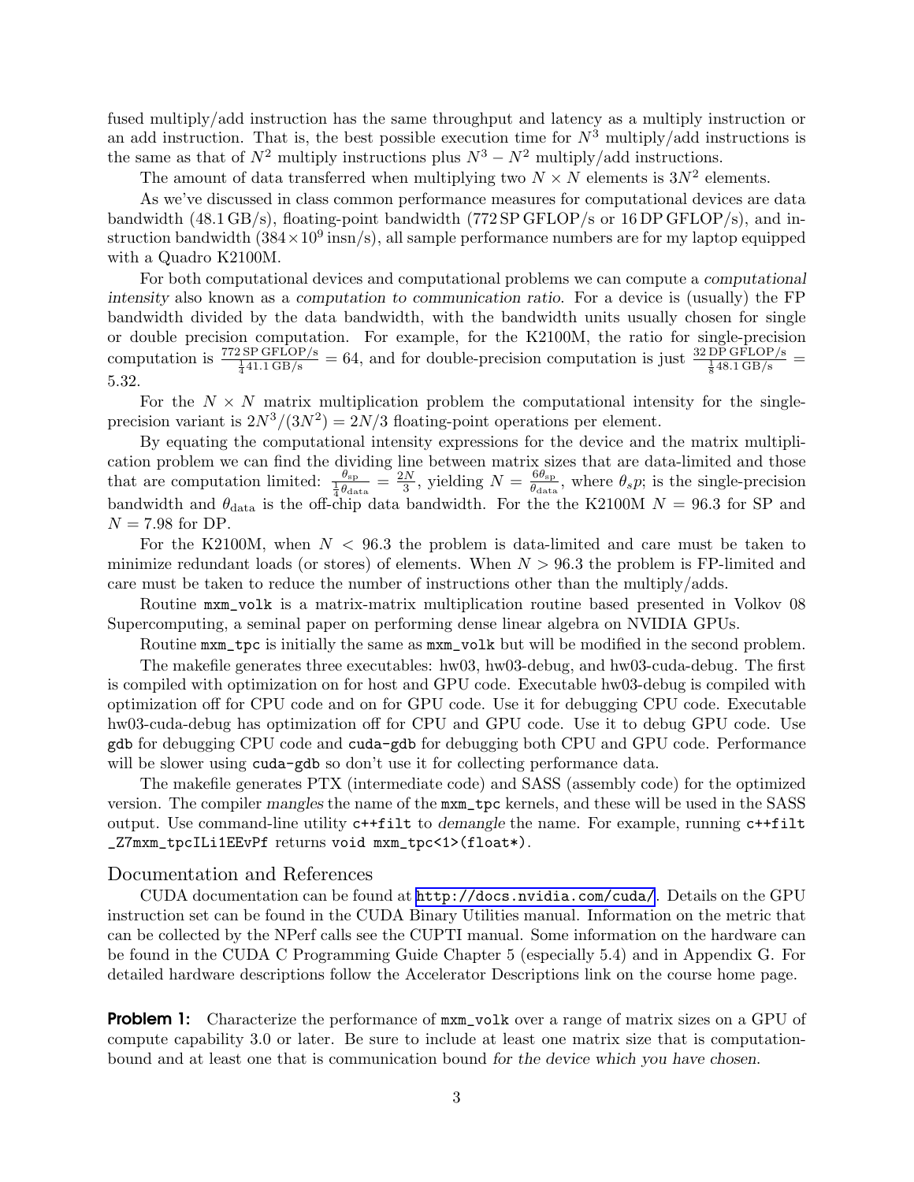fused multiply/add instruction has the same throughput and latency as a multiply instruction or an add instruction. That is, the best possible execution time for $N^3$ multiply/add instructions is the same as that of $N^2$ multiply instructions plus $N^3 - N^2$ multiply/add instructions.

The amount of data transferred when multiplying two $N \times N$ elements is $3N^2$ elements.

As we've discussed in class common performance measures for computational devices are data bandwidth (48.1 GB/s), floating-point bandwidth (772 SP GFLOP/s or 16 DP GFLOP/s), and instruction bandwidth ($384 \times 10^9$ insn/s), all sample performance numbers are for my laptop equipped with a Quadro K2100M.

For both computational devices and computational problems we can compute a *computational intensity* also known as a *computation to communication ratio*. For a device is (usually) the FP bandwidth divided by the data bandwidth, with the bandwidth units usually chosen for single or double precision computation. For example, for the K2100M, the ratio for single-precision computation is $\frac{772\,\text{SP GFLOP/s}}{\frac{1}{4}41.1\,\text{GB/s}} = 64$, and for double-precision computation is just $\frac{32\,\text{DP GFLOP/s}}{\frac{1}{8}48.1\,\text{GB/s}} = 5.32$.

For the $N \times N$ matrix multiplication problem the computational intensity for the single-precision variant is $2N^3/(3N^2) = 2N/3$ floating-point operations per element.

By equating the computational intensity expressions for the device and the matrix multiplication problem we can find the dividing line between matrix sizes that are data-limited and those that are computation limited: $\frac{\theta_{\text{sp}}}{\frac{1}{4}\theta_{\text{data}}} = \frac{2N}{3}$, yielding $N = \frac{6\theta_{\text{sp}}}{\theta_{\text{data}}}$, where $\theta_{sp}$; is the single-precision bandwidth and $\theta_{\text{data}}$ is the off-chip data bandwidth. For the the K2100M $N = 96.3$ for SP and $N = 7.98$ for DP.

For the K2100M, when $N < 96.3$ the problem is data-limited and care must be taken to minimize redundant loads (or stores) of elements. When $N > 96.3$ the problem is FP-limited and care must be taken to reduce the number of instructions other than the multiply/adds.

Routine `mxm_volk` is a matrix-matrix multiplication routine based presented in Volkov 08 Supercomputing, a seminal paper on performing dense linear algebra on NVIDIA GPUs.

Routine `mxm_tpc` is initially the same as `mxm_volk` but will be modified in the second problem.

The makefile generates three executables: hw03, hw03-debug, and hw03-cuda-debug. The first is compiled with optimization on for host and GPU code. Executable hw03-debug is compiled with optimization off for CPU code and on for GPU code. Use it for debugging CPU code. Executable hw03-cuda-debug has optimization off for CPU and GPU code. Use it to debug GPU code. Use `gdb` for debugging CPU code and `cuda-gdb` for debugging both CPU and GPU code. Performance will be slower using `cuda-gdb` so don't use it for collecting performance data.

The makefile generates PTX (intermediate code) and SASS (assembly code) for the optimized version. The compiler *mangles* the name of the `mxm_tpc` kernels, and these will be used in the SASS output. Use command-line utility `c++filt` to *demangle* the name. For example, running `c++filt _Z7mxm_tpcILi1EEvPf` returns `void mxm_tpc<1>(float*)`.

## Documentation and References

CUDA documentation can be found at http://docs.nvidia.com/cuda/. Details on the GPU instruction set can be found in the CUDA Binary Utilities manual. Information on the metric that can be collected by the NPerf calls see the CUPTI manual. Some information on the hardware can be found in the CUDA C Programming Guide Chapter 5 (especially 5.4) and in Appendix G. For detailed hardware descriptions follow the Accelerator Descriptions link on the course home page.

**Problem 1:** Characterize the performance of `mxm_volk` over a range of matrix sizes on a GPU of compute capability 3.0 or later. Be sure to include at least one matrix size that is computation-bound and at least one that is communication bound *for the device which you have chosen*.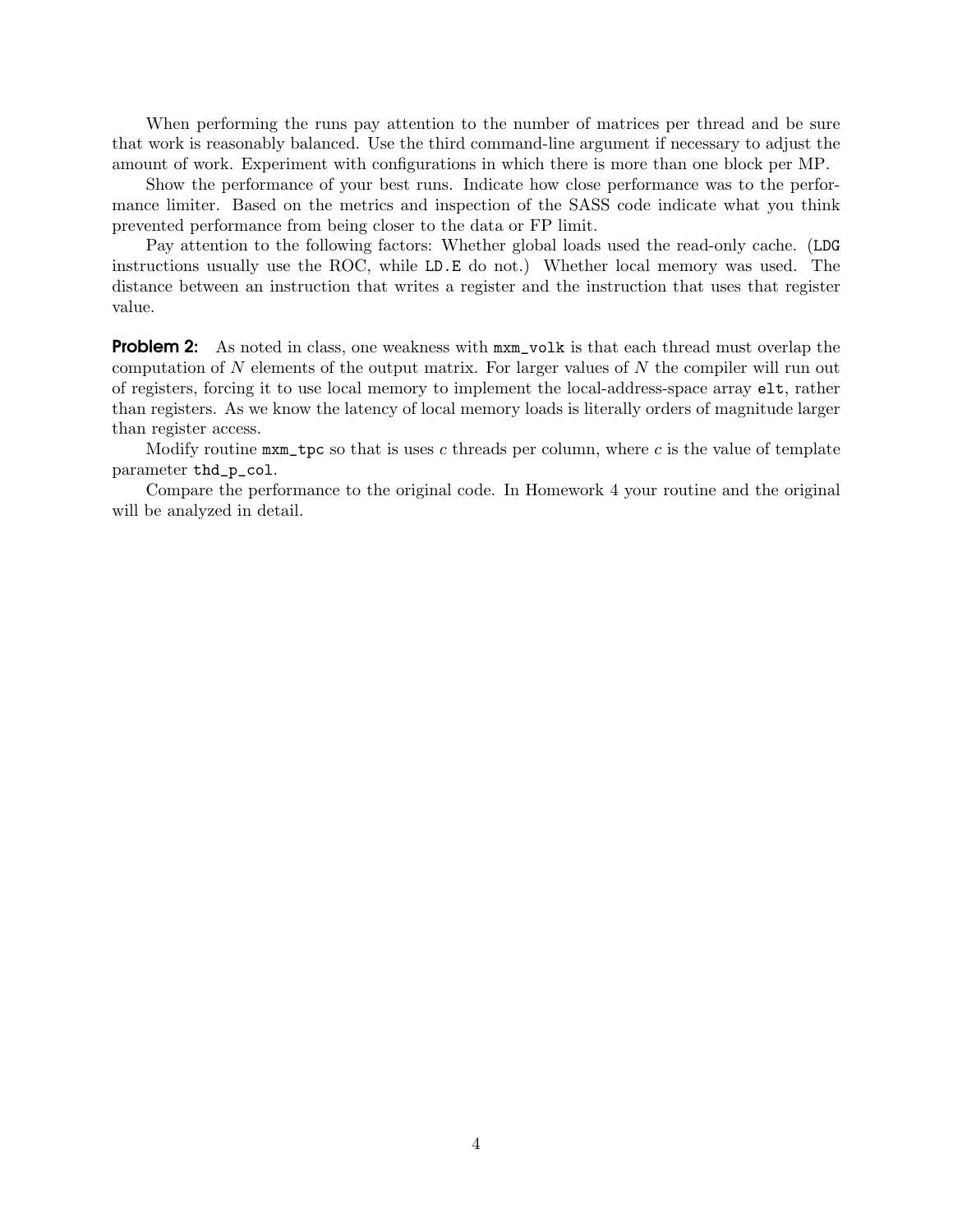When performing the runs pay attention to the number of matrices per thread and be sure that work is reasonably balanced. Use the third command-line argument if necessary to adjust the amount of work. Experiment with configurations in which there is more than one block per MP.

Show the performance of your best runs. Indicate how close performance was to the performance limiter. Based on the metrics and inspection of the SASS code indicate what you think prevented performance from being closer to the data or FP limit.

Pay attention to the following factors: Whether global loads used the read-only cache. (`LDG` instructions usually use the ROC, while `LD.E` do not.) Whether local memory was used. The distance between an instruction that writes a register and the instruction that uses that register value.

**Problem 2:** As noted in class, one weakness with `mxm_volk` is that each thread must overlap the computation of $N$ elements of the output matrix. For larger values of $N$ the compiler will run out of registers, forcing it to use local memory to implement the local-address-space array `elt`, rather than registers. As we know the latency of local memory loads is literally orders of magnitude larger than register access.

Modify routine `mxm_tpc` so that is uses $c$ threads per column, where $c$ is the value of template parameter `thd_p_col`.

Compare the performance to the original code. In Homework 4 your routine and the original will be analyzed in detail.